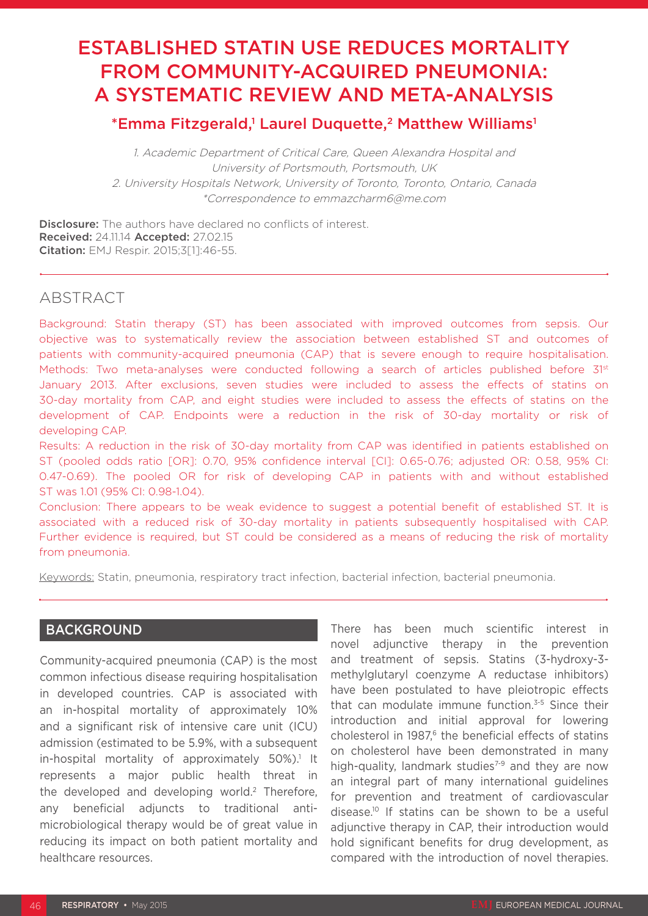# ESTABLISHED STATIN USE REDUCES MORTALITY FROM COMMUNITY-ACQUIRED PNEUMONIA: A SYSTEMATIC REVIEW AND META-ANALYSIS

**\*Emma Fitzgerald,[1] Laurel Duquette,[2] Matthew Williams[1]**

*1. Academic Department of Critical Care, Queen Alexandra Hospital and University of Portsmouth, Portsmouth, UK*
*2. University Hospitals Network, University of Toronto, Toronto, Ontario, Canada*
*\*Correspondence to emmazcharm6@me.com*

**Disclosure:** The authors have declared no conflicts of interest.
**Received:** 24.11.14 **Accepted:** 27.02.15
**Citation:** EMJ Respir. 2015;3[1]:46-55.

## ABSTRACT

Background: Statin therapy (ST) has been associated with improved outcomes from sepsis. Our objective was to systematically review the association between established ST and outcomes of patients with community-acquired pneumonia (CAP) that is severe enough to require hospitalisation.
Methods: Two meta-analyses were conducted following a search of articles published before 31st January 2013. After exclusions, seven studies were included to assess the effects of statins on 30-day mortality from CAP, and eight studies were included to assess the effects of statins on the development of CAP. Endpoints were a reduction in the risk of 30-day mortality or risk of developing CAP.
Results: A reduction in the risk of 30-day mortality from CAP was identified in patients established on ST (pooled odds ratio [OR]: 0.70, 95% confidence interval [CI]: 0.65-0.76; adjusted OR: 0.58, 95% CI: 0.47-0.69). The pooled OR for risk of developing CAP in patients with and without established ST was 1.01 (95% CI: 0.98-1.04).
Conclusion: There appears to be weak evidence to suggest a potential benefit of established ST. It is associated with a reduced risk of 30-day mortality in patients subsequently hospitalised with CAP. Further evidence is required, but ST could be considered as a means of reducing the risk of mortality from pneumonia.

Keywords: Statin, pneumonia, respiratory tract infection, bacterial infection, bacterial pneumonia.

## BACKGROUND

Community-acquired pneumonia (CAP) is the most common infectious disease requiring hospitalisation in developed countries. CAP is associated with an in-hospital mortality of approximately 10% and a significant risk of intensive care unit (ICU) admission (estimated to be 5.9%, with a subsequent in-hospital mortality of approximately 50%).[1] It represents a major public health threat in the developed and developing world.[2] Therefore, any beneficial adjuncts to traditional anti-microbiological therapy would be of great value in reducing its impact on both patient mortality and healthcare resources.

There has been much scientific interest in novel adjunctive therapy in the prevention and treatment of sepsis. Statins (3-hydroxy-3-methylglutaryl coenzyme A reductase inhibitors) have been postulated to have pleiotropic effects that can modulate immune function.[3-5] Since their introduction and initial approval for lowering cholesterol in 1987,[6] the beneficial effects of statins on cholesterol have been demonstrated in many high-quality, landmark studies[7-9] and they are now an integral part of many international guidelines for prevention and treatment of cardiovascular disease.[10] If statins can be shown to be a useful adjunctive therapy in CAP, their introduction would hold significant benefits for drug development, as compared with the introduction of novel therapies.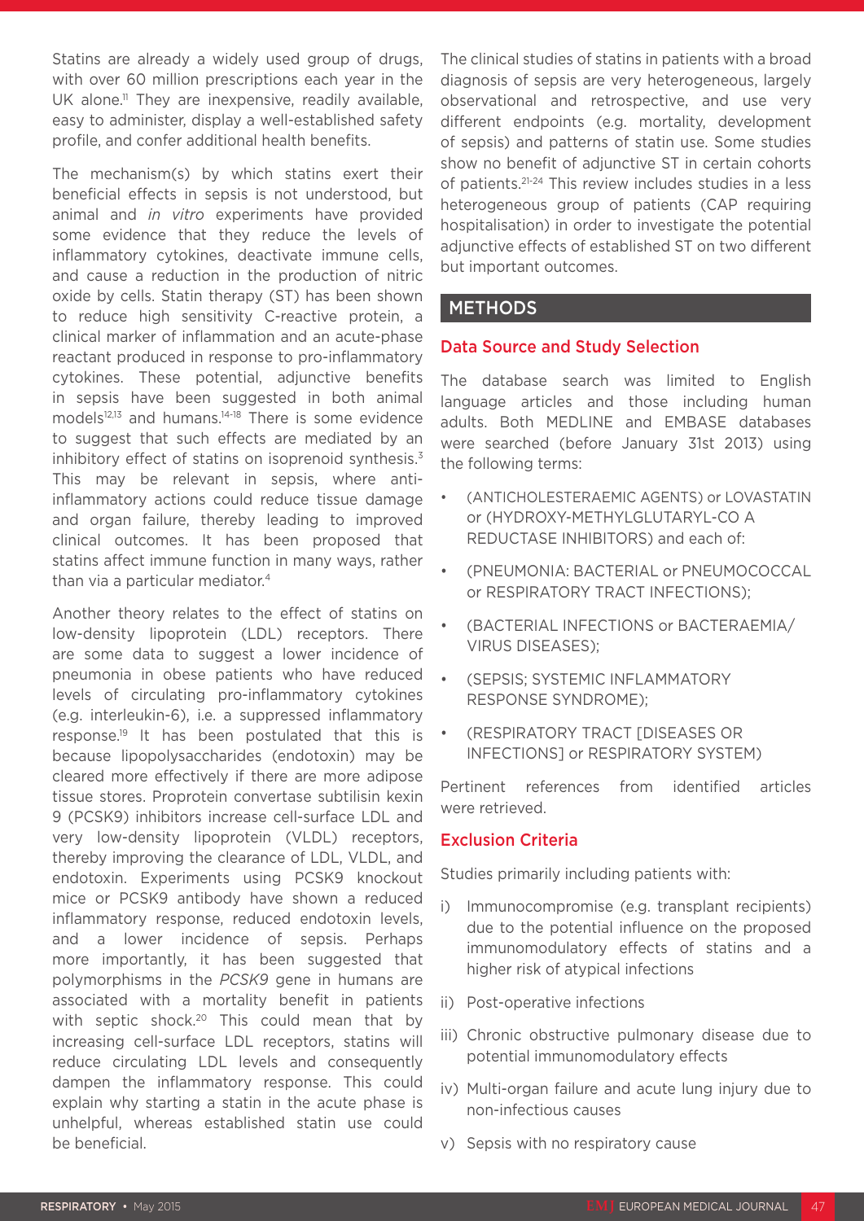Statins are already a widely used group of drugs, with over 60 million prescriptions each year in the UK alone.[11] They are inexpensive, readily available, easy to administer, display a well-established safety profile, and confer additional health benefits.

The mechanism(s) by which statins exert their beneficial effects in sepsis is not understood, but animal and *in vitro* experiments have provided some evidence that they reduce the levels of inflammatory cytokines, deactivate immune cells, and cause a reduction in the production of nitric oxide by cells. Statin therapy (ST) has been shown to reduce high sensitivity C-reactive protein, a clinical marker of inflammation and an acute-phase reactant produced in response to pro-inflammatory cytokines. These potential, adjunctive benefits in sepsis have been suggested in both animal models[12,13] and humans.[14-18] There is some evidence to suggest that such effects are mediated by an inhibitory effect of statins on isoprenoid synthesis.[3] This may be relevant in sepsis, where anti-inflammatory actions could reduce tissue damage and organ failure, thereby leading to improved clinical outcomes. It has been proposed that statins affect immune function in many ways, rather than via a particular mediator.[4]

Another theory relates to the effect of statins on low-density lipoprotein (LDL) receptors. There are some data to suggest a lower incidence of pneumonia in obese patients who have reduced levels of circulating pro-inflammatory cytokines (e.g. interleukin-6), i.e. a suppressed inflammatory response.[19] It has been postulated that this is because lipopolysaccharides (endotoxin) may be cleared more effectively if there are more adipose tissue stores. Proprotein convertase subtilisin kexin 9 (PCSK9) inhibitors increase cell-surface LDL and very low-density lipoprotein (VLDL) receptors, thereby improving the clearance of LDL, VLDL, and endotoxin. Experiments using PCSK9 knockout mice or PCSK9 antibody have shown a reduced inflammatory response, reduced endotoxin levels, and a lower incidence of sepsis. Perhaps more importantly, it has been suggested that polymorphisms in the *PCSK9* gene in humans are associated with a mortality benefit in patients with septic shock.[20] This could mean that by increasing cell-surface LDL receptors, statins will reduce circulating LDL levels and consequently dampen the inflammatory response. This could explain why starting a statin in the acute phase is unhelpful, whereas established statin use could be beneficial.

The clinical studies of statins in patients with a broad diagnosis of sepsis are very heterogeneous, largely observational and retrospective, and use very different endpoints (e.g. mortality, development of sepsis) and patterns of statin use. Some studies show no benefit of adjunctive ST in certain cohorts of patients.[21-24] This review includes studies in a less heterogeneous group of patients (CAP requiring hospitalisation) in order to investigate the potential adjunctive effects of established ST on two different but important outcomes.

## METHODS

### Data Source and Study Selection

The database search was limited to English language articles and those including human adults. Both MEDLINE and EMBASE databases were searched (before January 31st 2013) using the following terms:

- (ANTICHOLESTERAEMIC AGENTS) or LOVASTATIN or (HYDROXY-METHYLGLUTARYL-CO A REDUCTASE INHIBITORS) and each of:
- (PNEUMONIA: BACTERIAL or PNEUMOCOCCAL or RESPIRATORY TRACT INFECTIONS);
- (BACTERIAL INFECTIONS or BACTERAEMIA/ VIRUS DISEASES);
- (SEPSIS; SYSTEMIC INFLAMMATORY RESPONSE SYNDROME);
- (RESPIRATORY TRACT [DISEASES OR INFECTIONS] or RESPIRATORY SYSTEM)

Pertinent references from identified articles were retrieved.

### Exclusion Criteria

Studies primarily including patients with:

i) Immunocompromise (e.g. transplant recipients) due to the potential influence on the proposed immunomodulatory effects of statins and a higher risk of atypical infections

ii) Post-operative infections

iii) Chronic obstructive pulmonary disease due to potential immunomodulatory effects

iv) Multi-organ failure and acute lung injury due to non-infectious causes

v) Sepsis with no respiratory cause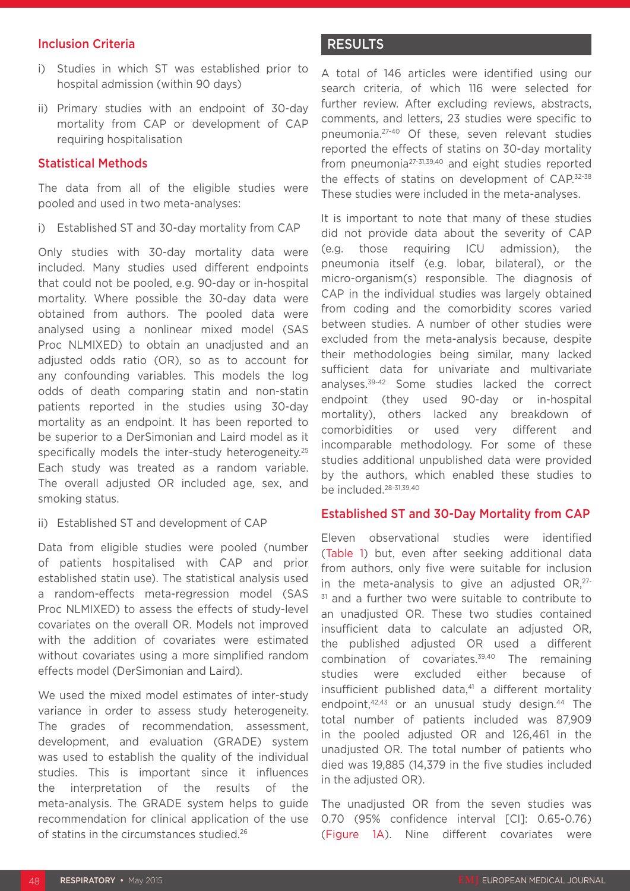### Inclusion Criteria

i) Studies in which ST was established prior to hospital admission (within 90 days)

ii) Primary studies with an endpoint of 30-day mortality from CAP or development of CAP requiring hospitalisation

### Statistical Methods

The data from all of the eligible studies were pooled and used in two meta-analyses:

i) Established ST and 30-day mortality from CAP

Only studies with 30-day mortality data were included. Many studies used different endpoints that could not be pooled, e.g. 90-day or in-hospital mortality. Where possible the 30-day data were obtained from authors. The pooled data were analysed using a nonlinear mixed model (SAS Proc NLMIXED) to obtain an unadjusted and an adjusted odds ratio (OR), so as to account for any confounding variables. This models the log odds of death comparing statin and non-statin patients reported in the studies using 30-day mortality as an endpoint. It has been reported to be superior to a DerSimonian and Laird model as it specifically models the inter-study heterogeneity.[25] Each study was treated as a random variable. The overall adjusted OR included age, sex, and smoking status.

ii) Established ST and development of CAP

Data from eligible studies were pooled (number of patients hospitalised with CAP and prior established statin use). The statistical analysis used a random-effects meta-regression model (SAS Proc NLMIXED) to assess the effects of study-level covariates on the overall OR. Models not improved with the addition of covariates were estimated without covariates using a more simplified random effects model (DerSimonian and Laird).

We used the mixed model estimates of inter-study variance in order to assess study heterogeneity. The grades of recommendation, assessment, development, and evaluation (GRADE) system was used to establish the quality of the individual studies. This is important since it influences the interpretation of the results of the meta-analysis. The GRADE system helps to guide recommendation for clinical application of the use of statins in the circumstances studied.[26]

## RESULTS

A total of 146 articles were identified using our search criteria, of which 116 were selected for further review. After excluding reviews, abstracts, comments, and letters, 23 studies were specific to pneumonia.[27-40] Of these, seven relevant studies reported the effects of statins on 30-day mortality from pneumonia[27-31,39,40] and eight studies reported the effects of statins on development of CAP.[32-38] These studies were included in the meta-analyses.

It is important to note that many of these studies did not provide data about the severity of CAP (e.g. those requiring ICU admission), the pneumonia itself (e.g. lobar, bilateral), or the micro-organism(s) responsible. The diagnosis of CAP in the individual studies was largely obtained from coding and the comorbidity scores varied between studies. A number of other studies were excluded from the meta-analysis because, despite their methodologies being similar, many lacked sufficient data for univariate and multivariate analyses.[39-42] Some studies lacked the correct endpoint (they used 90-day or in-hospital mortality), others lacked any breakdown of comorbidities or used very different and incomparable methodology. For some of these studies additional unpublished data were provided by the authors, which enabled these studies to be included.[28-31,39,40]

### Established ST and 30-Day Mortality from CAP

Eleven observational studies were identified (Table 1) but, even after seeking additional data from authors, only five were suitable for inclusion in the meta-analysis to give an adjusted OR,[27-31] and a further two were suitable to contribute to an unadjusted OR. These two studies contained insufficient data to calculate an adjusted OR, the published adjusted OR used a different combination of covariates.[39,40] The remaining studies were excluded either because of insufficient published data,[41] a different mortality endpoint,[42,43] or an unusual study design.[44] The total number of patients included was 87,909 in the pooled adjusted OR and 126,461 in the unadjusted OR. The total number of patients who died was 19,885 (14,379 in the five studies included in the adjusted OR).

The unadjusted OR from the seven studies was 0.70 (95% confidence interval [CI]: 0.65-0.76) (Figure 1A). Nine different covariates were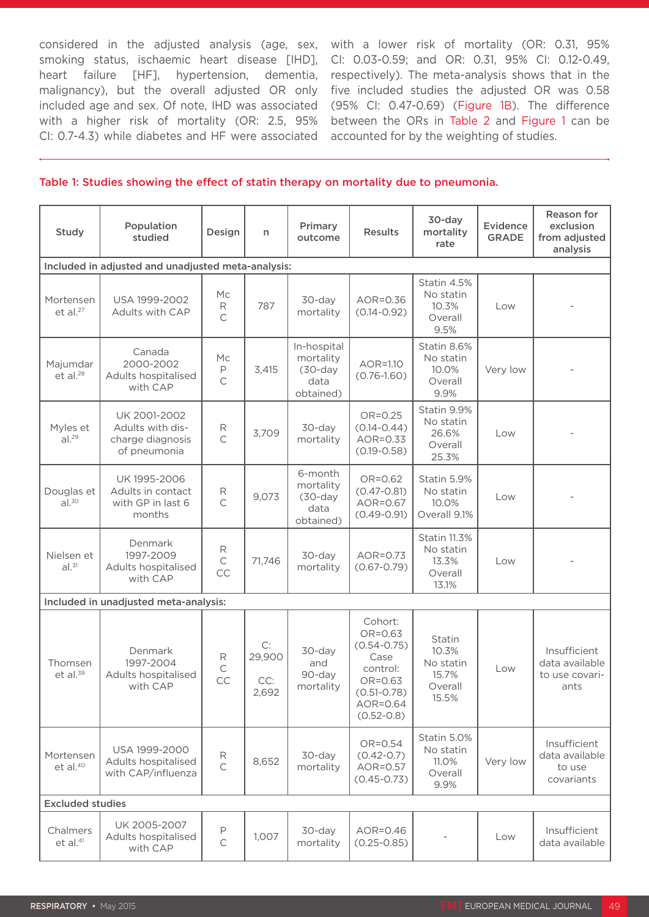considered in the adjusted analysis (age, sex, smoking status, ischaemic heart disease [IHD], heart failure [HF], hypertension, dementia, malignancy), but the overall adjusted OR only included age and sex. Of note, IHD was associated with a higher risk of mortality (OR: 2.5, 95% CI: 0.7-4.3) while diabetes and HF were associated with a lower risk of mortality (OR: 0.31, 95% CI: 0.03-0.59; and OR: 0.31, 95% CI: 0.12-0.49, respectively). The meta-analysis shows that in the five included studies the adjusted OR was 0.58 (95% CI: 0.47-0.69) (Figure 1B). The difference between the ORs in Table 2 and Figure 1 can be accounted for by the weighting of studies.

**Table 1: Studies showing the effect of statin therapy on mortality due to pneumonia.**

| Study | Population studied | Design | n | Primary outcome | Results | 30-day mortality rate | Evidence GRADE | Reason for exclusion from adjusted analysis |
|---|---|---|---|---|---|---|---|---|
| **Included in adjusted and unadjusted meta-analysis:** | | | | | | | | |
| Mortensen et al.[27] | USA 1999-2002 Adults with CAP | Mc R C | 787 | 30-day mortality | AOR=0.36 (0.14-0.92) | Statin 4.5% No statin 10.3% Overall 9.5% | Low | - |
| Majumdar et al.[28] | Canada 2000-2002 Adults hospitalised with CAP | Mc P C | 3,415 | In-hospital mortality (30-day data obtained) | AOR=1.10 (0.76-1.60) | Statin 8.6% No statin 10.0% Overall 9.9% | Very low | - |
| Myles et al.[29] | UK 2001-2002 Adults with discharge diagnosis of pneumonia | R C | 3,709 | 30-day mortality | OR=0.25 (0.14-0.44) AOR=0.33 (0.19-0.58) | Statin 9.9% No statin 26.6% Overall 25.3% | Low | - |
| Douglas et al.[30] | UK 1995-2006 Adults in contact with GP in last 6 months | R C | 9,073 | 6-month mortality (30-day data obtained) | OR=0.62 (0.47-0.81) AOR=0.67 (0.49-0.91) | Statin 5.9% No statin 10.0% Overall 9.1% | Low | - |
| Nielsen et al.[31] | Denmark 1997-2009 Adults hospitalised with CAP | R C CC | 71,746 | 30-day mortality | AOR=0.73 (0.67-0.79) | Statin 11.3% No statin 13.3% Overall 13.1% | Low | - |
| **Included in unadjusted meta-analysis:** | | | | | | | | |
| Thomsen et al.[39] | Denmark 1997-2004 Adults hospitalised with CAP | R C CC | C: 29,900 CC: 2,692 | 30-day and 90-day mortality | Cohort: OR=0.63 (0.54-0.75) Case control: OR=0.63 (0.51-0.78) AOR=0.64 (0.52-0.8) | Statin 10.3% No statin 15.7% Overall 15.5% | Low | Insufficient data available to use covariants |
| Mortensen et al.[40] | USA 1999-2000 Adults hospitalised with CAP/influenza | R C | 8,652 | 30-day mortality | OR=0.54 (0.42-0.7) AOR=0.57 (0.45-0.73) | Statin 5.0% No statin 11.0% Overall 9.9% | Very low | Insufficient data available to use covariants |
| **Excluded studies** | | | | | | | | |
| Chalmers et al.[41] | UK 2005-2007 Adults hospitalised with CAP | P C | 1,007 | 30-day mortality | AOR=0.46 (0.25-0.85) | - | Low | Insufficient data available |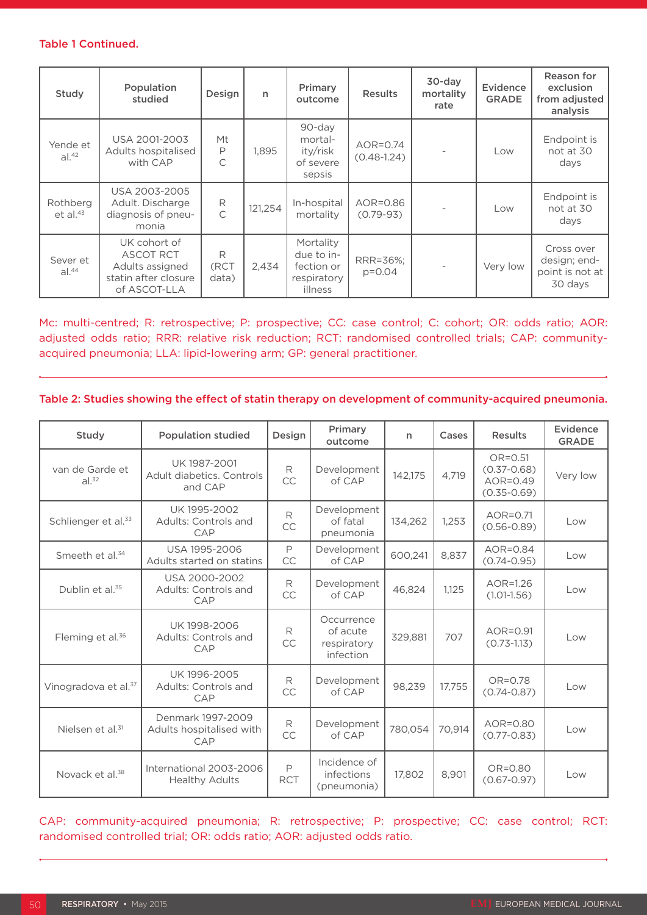**Table 1 Continued.**

| Study | Population studied | Design | n | Primary outcome | Results | 30-day mortality rate | Evidence GRADE | Reason for exclusion from adjusted analysis |
|---|---|---|---|---|---|---|---|---|
| Yende et al.[42] | USA 2001-2003 Adults hospitalised with CAP | Mt P C | 1,895 | 90-day mortality/risk of severe sepsis | AOR=0.74 (0.48-1.24) | - | Low | Endpoint is not at 30 days |
| Rothberg et al.[43] | USA 2003-2005 Adult. Discharge diagnosis of pneumonia | R C | 121,254 | In-hospital mortality | AOR=0.86 (0.79-93) | - | Low | Endpoint is not at 30 days |
| Sever et al.[44] | UK cohort of ASCOT RCT Adults assigned statin after closure of ASCOT-LLA | R (RCT data) | 2,434 | Mortality due to infection or respiratory illness | RRR=36%; p=0.04 | - | Very low | Cross over design; end-point is not at 30 days |

Mc: multi-centred; R: retrospective; P: prospective; CC: case control; C: cohort; OR: odds ratio; AOR: adjusted odds ratio; RRR: relative risk reduction; RCT: randomised controlled trials; CAP: community-acquired pneumonia; LLA: lipid-lowering arm; GP: general practitioner.

**Table 2: Studies showing the effect of statin therapy on development of community-acquired pneumonia.**

| Study | Population studied | Design | Primary outcome | n | Cases | Results | Evidence GRADE |
|---|---|---|---|---|---|---|---|
| van de Garde et al.[32] | UK 1987-2001 Adult diabetics. Controls and CAP | R CC | Development of CAP | 142,175 | 4,719 | OR=0.51 (0.37-0.68) AOR=0.49 (0.35-0.69) | Very low |
| Schlienger et al.[33] | UK 1995-2002 Adults: Controls and CAP | R CC | Development of fatal pneumonia | 134,262 | 1,253 | AOR=0.71 (0.56-0.89) | Low |
| Smeeth et al.[34] | USA 1995-2006 Adults started on statins | P CC | Development of CAP | 600,241 | 8,837 | AOR=0.84 (0.74-0.95) | Low |
| Dublin et al.[35] | USA 2000-2002 Adults: Controls and CAP | R CC | Development of CAP | 46,824 | 1,125 | AOR=1.26 (1.01-1.56) | Low |
| Fleming et al.[36] | UK 1998-2006 Adults: Controls and CAP | R CC | Occurrence of acute respiratory infection | 329,881 | 707 | AOR=0.91 (0.73-1.13) | Low |
| Vinogradova et al.[37] | UK 1996-2005 Adults: Controls and CAP | R CC | Development of CAP | 98,239 | 17,755 | OR=0.78 (0.74-0.87) | Low |
| Nielsen et al.[31] | Denmark 1997-2009 Adults hospitalised with CAP | R CC | Development of CAP | 780,054 | 70,914 | AOR=0.80 (0.77-0.83) | Low |
| Novack et al.[38] | International 2003-2006 Healthy Adults | P RCT | Incidence of infections (pneumonia) | 17,802 | 8,901 | OR=0.80 (0.67-0.97) | Low |

CAP: community-acquired pneumonia; R: retrospective; P: prospective; CC: case control; RCT: randomised controlled trial; OR: odds ratio; AOR: adjusted odds ratio.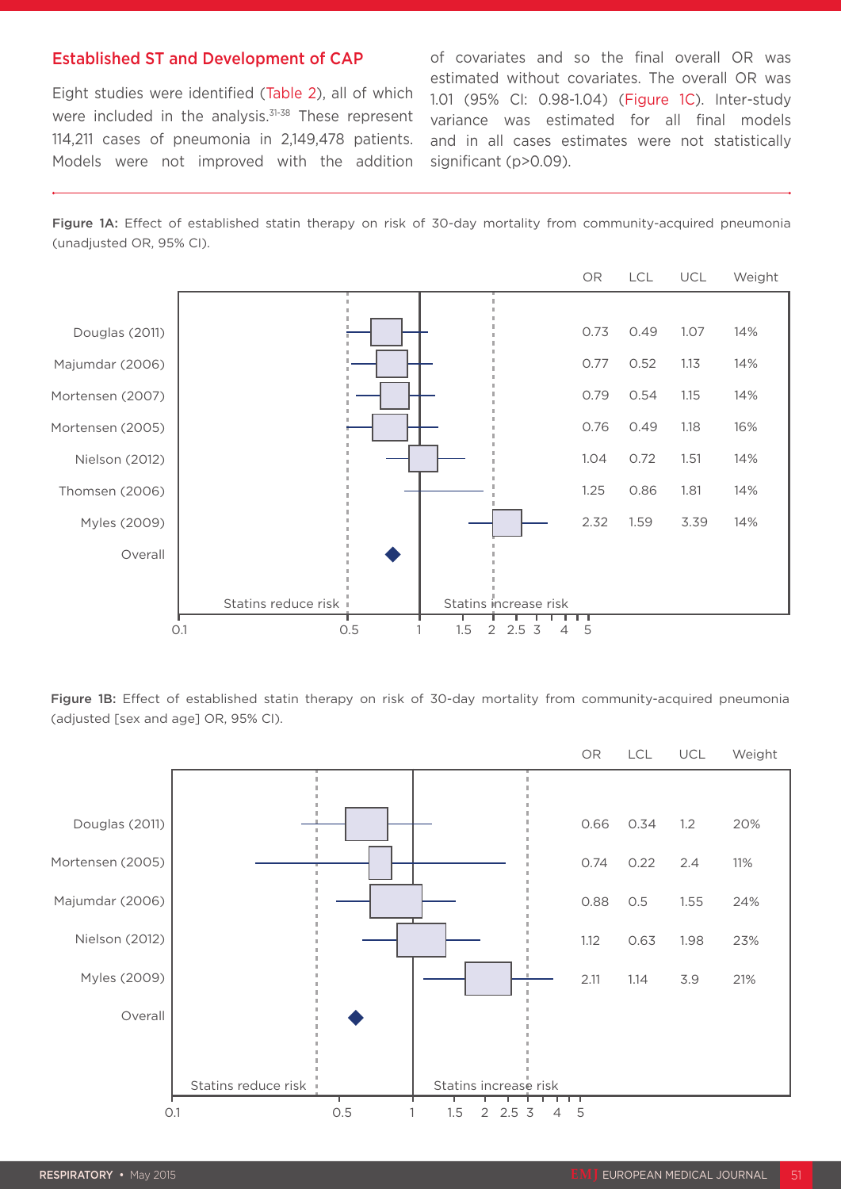## Established ST and Development of CAP

Eight studies were identified (Table 2), all of which were included in the analysis.[31-38] These represent 114,211 cases of pneumonia in 2,149,478 patients. Models were not improved with the addition of covariates and so the final overall OR was estimated without covariates. The overall OR was 1.01 (95% CI: 0.98-1.04) (Figure 1C). Inter-study variance was estimated for all final models and in all cases estimates were not statistically significant (p>0.09).

**Figure 1A:** Effect of established statin therapy on risk of 30-day mortality from community-acquired pneumonia (unadjusted OR, 95% CI).

| Study | OR | LCL | UCL | Weight |
|---|---|---|---|---|
| Douglas (2011) | 0.73 | 0.49 | 1.07 | 14% |
| Majumdar (2006) | 0.77 | 0.52 | 1.13 | 14% |
| Mortensen (2007) | 0.79 | 0.54 | 1.15 | 14% |
| Mortensen (2005) | 0.76 | 0.49 | 1.18 | 16% |
| Nielson (2012) | 1.04 | 0.72 | 1.51 | 14% |
| Thomsen (2006) | 1.25 | 0.86 | 1.81 | 14% |
| Myles (2009) | 2.32 | 1.59 | 3.39 | 14% |
| Overall | | | | |

Statins reduce risk | Statins increase risk

**Figure 1B:** Effect of established statin therapy on risk of 30-day mortality from community-acquired pneumonia (adjusted [sex and age] OR, 95% CI).

| Study | OR | LCL | UCL | Weight |
|---|---|---|---|---|
| Douglas (2011) | 0.66 | 0.34 | 1.2 | 20% |
| Mortensen (2005) | 0.74 | 0.22 | 2.4 | 11% |
| Majumdar (2006) | 0.88 | 0.5 | 1.55 | 24% |
| Nielson (2012) | 1.12 | 0.63 | 1.98 | 23% |
| Myles (2009) | 2.11 | 1.14 | 3.9 | 21% |
| Overall | | | | |

Statins reduce risk | Statins increase risk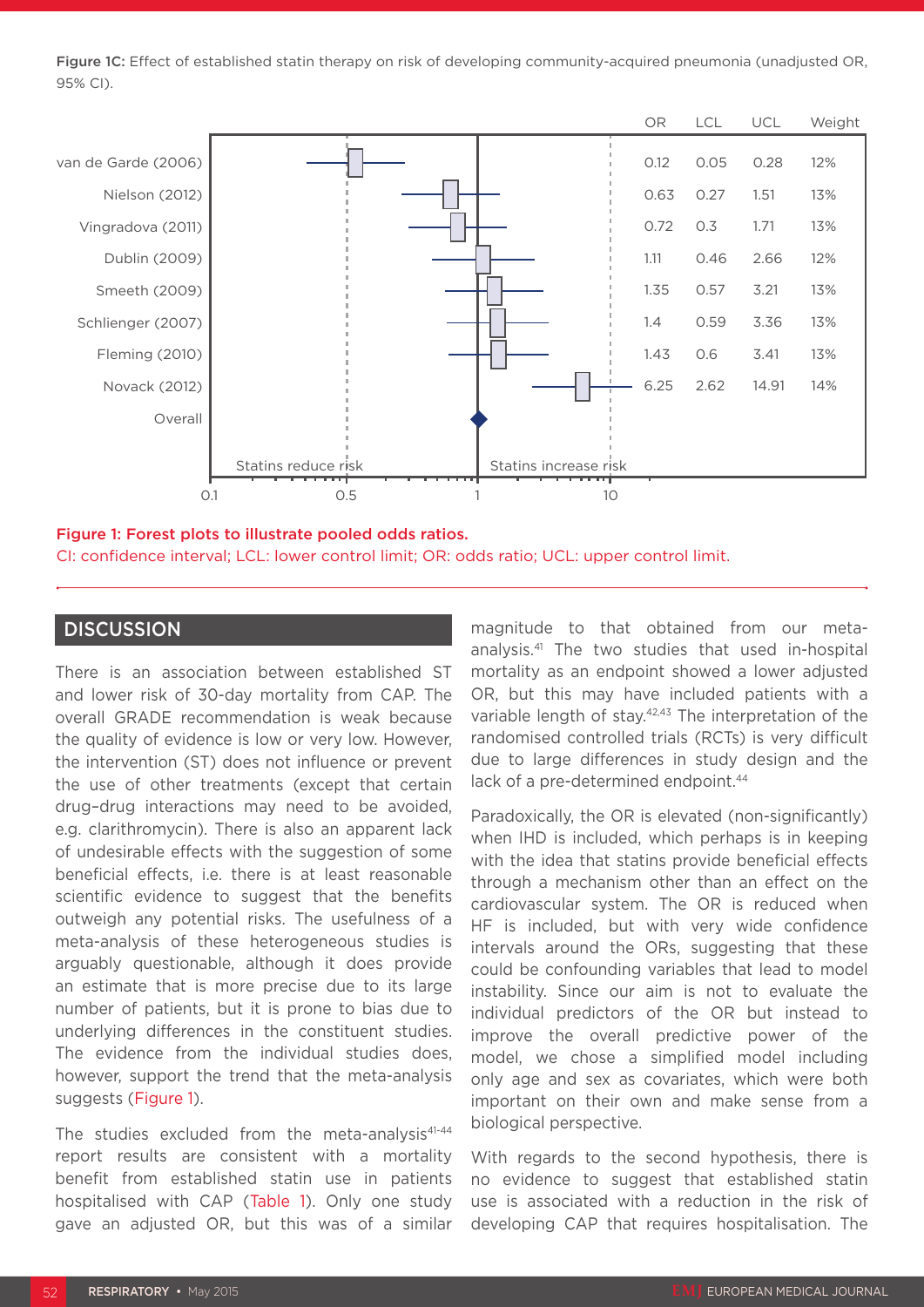**Figure 1C:** Effect of established statin therapy on risk of developing community-acquired pneumonia (unadjusted OR, 95% CI).

| Study | OR | LCL | UCL | Weight |
|---|---|---|---|---|
| van de Garde (2006) | 0.12 | 0.05 | 0.28 | 12% |
| Nielson (2012) | 0.63 | 0.27 | 1.51 | 13% |
| Vingradova (2011) | 0.72 | 0.3 | 1.71 | 13% |
| Dublin (2009) | 1.11 | 0.46 | 2.66 | 12% |
| Smeeth (2009) | 1.35 | 0.57 | 3.21 | 13% |
| Schlienger (2007) | 1.4 | 0.59 | 3.36 | 13% |
| Fleming (2010) | 1.43 | 0.6 | 3.41 | 13% |
| Novack (2012) | 6.25 | 2.62 | 14.91 | 14% |
| Overall | | | | |

Statins reduce risk | Statins increase risk

0.1 | 0.5 | 1 | 10

**Figure 1: Forest plots to illustrate pooled odds ratios.**

CI: confidence interval; LCL: lower control limit; OR: odds ratio; UCL: upper control limit.

## DISCUSSION

There is an association between established ST and lower risk of 30-day mortality from CAP. The overall GRADE recommendation is weak because the quality of evidence is low or very low. However, the intervention (ST) does not influence or prevent the use of other treatments (except that certain drug–drug interactions may need to be avoided, e.g. clarithromycin). There is also an apparent lack of undesirable effects with the suggestion of some beneficial effects, i.e. there is at least reasonable scientific evidence to suggest that the benefits outweigh any potential risks. The usefulness of a meta-analysis of these heterogeneous studies is arguably questionable, although it does provide an estimate that is more precise due to its large number of patients, but it is prone to bias due to underlying differences in the constituent studies. The evidence from the individual studies does, however, support the trend that the meta-analysis suggests (Figure 1).

The studies excluded from the meta-analysis[41-44] report results are consistent with a mortality benefit from established statin use in patients hospitalised with CAP (Table 1). Only one study gave an adjusted OR, but this was of a similar magnitude to that obtained from our meta-analysis.[41] The two studies that used in-hospital mortality as an endpoint showed a lower adjusted OR, but this may have included patients with a variable length of stay.[42,43] The interpretation of the randomised controlled trials (RCTs) is very difficult due to large differences in study design and the lack of a pre-determined endpoint.[44]

Paradoxically, the OR is elevated (non-significantly) when IHD is included, which perhaps is in keeping with the idea that statins provide beneficial effects through a mechanism other than an effect on the cardiovascular system. The OR is reduced when HF is included, but with very wide confidence intervals around the ORs, suggesting that these could be confounding variables that lead to model instability. Since our aim is not to evaluate the individual predictors of the OR but instead to improve the overall predictive power of the model, we chose a simplified model including only age and sex as covariates, which were both important on their own and make sense from a biological perspective.

With regards to the second hypothesis, there is no evidence to suggest that established statin use is associated with a reduction in the risk of developing CAP that requires hospitalisation. The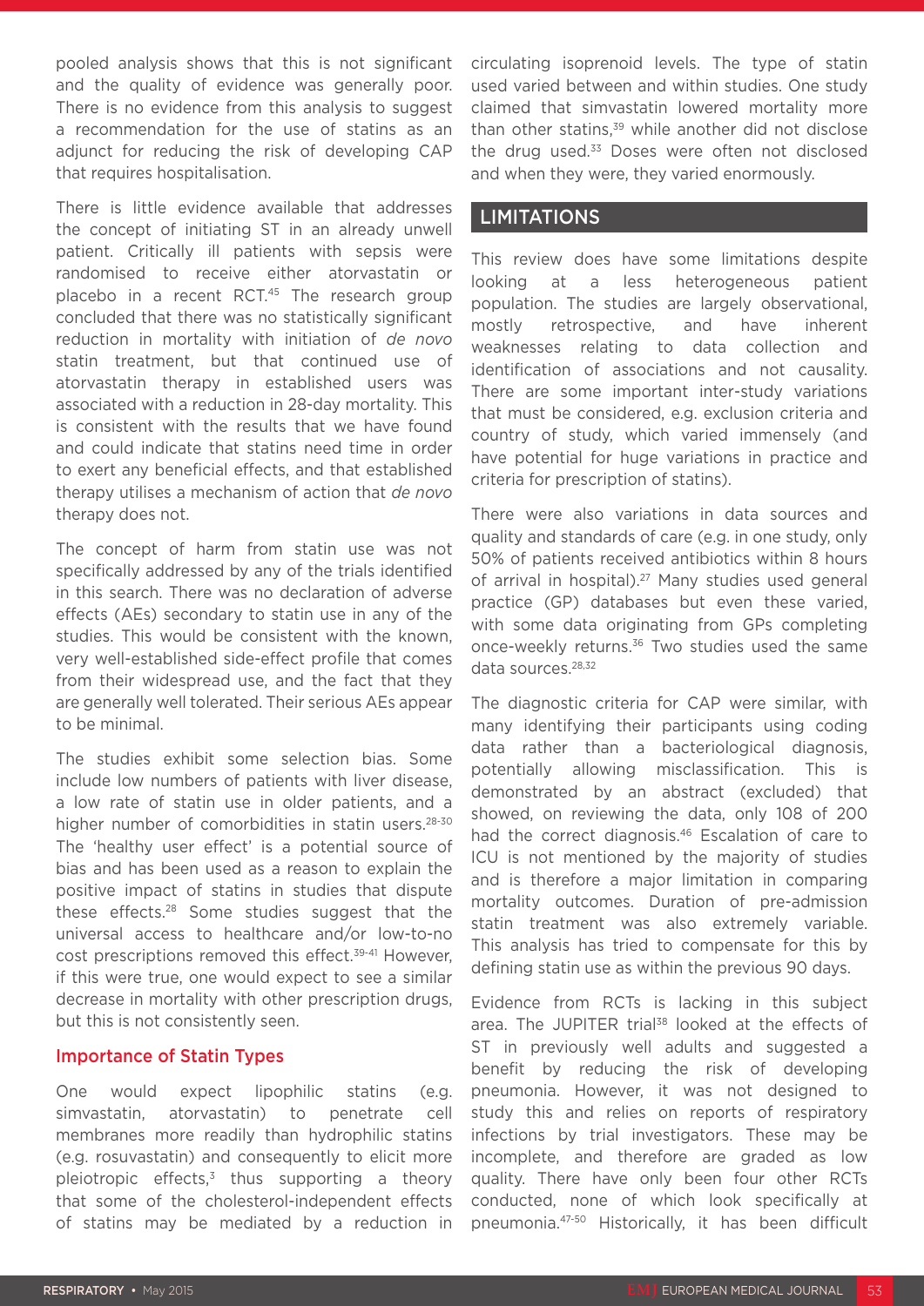pooled analysis shows that this is not significant and the quality of evidence was generally poor. There is no evidence from this analysis to suggest a recommendation for the use of statins as an adjunct for reducing the risk of developing CAP that requires hospitalisation.

There is little evidence available that addresses the concept of initiating ST in an already unwell patient. Critically ill patients with sepsis were randomised to receive either atorvastatin or placebo in a recent RCT.[45] The research group concluded that there was no statistically significant reduction in mortality with initiation of *de novo* statin treatment, but that continued use of atorvastatin therapy in established users was associated with a reduction in 28-day mortality. This is consistent with the results that we have found and could indicate that statins need time in order to exert any beneficial effects, and that established therapy utilises a mechanism of action that *de novo* therapy does not.

The concept of harm from statin use was not specifically addressed by any of the trials identified in this search. There was no declaration of adverse effects (AEs) secondary to statin use in any of the studies. This would be consistent with the known, very well-established side-effect profile that comes from their widespread use, and the fact that they are generally well tolerated. Their serious AEs appear to be minimal.

The studies exhibit some selection bias. Some include low numbers of patients with liver disease, a low rate of statin use in older patients, and a higher number of comorbidities in statin users.[28-30] The 'healthy user effect' is a potential source of bias and has been used as a reason to explain the positive impact of statins in studies that dispute these effects.[28] Some studies suggest that the universal access to healthcare and/or low-to-no cost prescriptions removed this effect.[39-41] However, if this were true, one would expect to see a similar decrease in mortality with other prescription drugs, but this is not consistently seen.

### Importance of Statin Types

One would expect lipophilic statins (e.g. simvastatin, atorvastatin) to penetrate cell membranes more readily than hydrophilic statins (e.g. rosuvastatin) and consequently to elicit more pleiotropic effects,[3] thus supporting a theory that some of the cholesterol-independent effects of statins may be mediated by a reduction in circulating isoprenoid levels. The type of statin used varied between and within studies. One study claimed that simvastatin lowered mortality more than other statins,[39] while another did not disclose the drug used.[33] Doses were often not disclosed and when they were, they varied enormously.

## LIMITATIONS

This review does have some limitations despite looking at a less heterogeneous patient population. The studies are largely observational, mostly retrospective, and have inherent weaknesses relating to data collection and identification of associations and not causality. There are some important inter-study variations that must be considered, e.g. exclusion criteria and country of study, which varied immensely (and have potential for huge variations in practice and criteria for prescription of statins).

There were also variations in data sources and quality and standards of care (e.g. in one study, only 50% of patients received antibiotics within 8 hours of arrival in hospital).[27] Many studies used general practice (GP) databases but even these varied, with some data originating from GPs completing once-weekly returns.[36] Two studies used the same data sources.[28,32]

The diagnostic criteria for CAP were similar, with many identifying their participants using coding data rather than a bacteriological diagnosis, potentially allowing misclassification. This is demonstrated by an abstract (excluded) that showed, on reviewing the data, only 108 of 200 had the correct diagnosis.[46] Escalation of care to ICU is not mentioned by the majority of studies and is therefore a major limitation in comparing mortality outcomes. Duration of pre-admission statin treatment was also extremely variable. This analysis has tried to compensate for this by defining statin use as within the previous 90 days.

Evidence from RCTs is lacking in this subject area. The JUPITER trial[38] looked at the effects of ST in previously well adults and suggested a benefit by reducing the risk of developing pneumonia. However, it was not designed to study this and relies on reports of respiratory infections by trial investigators. These may be incomplete, and therefore are graded as low quality. There have only been four other RCTs conducted, none of which look specifically at pneumonia.[47-50] Historically, it has been difficult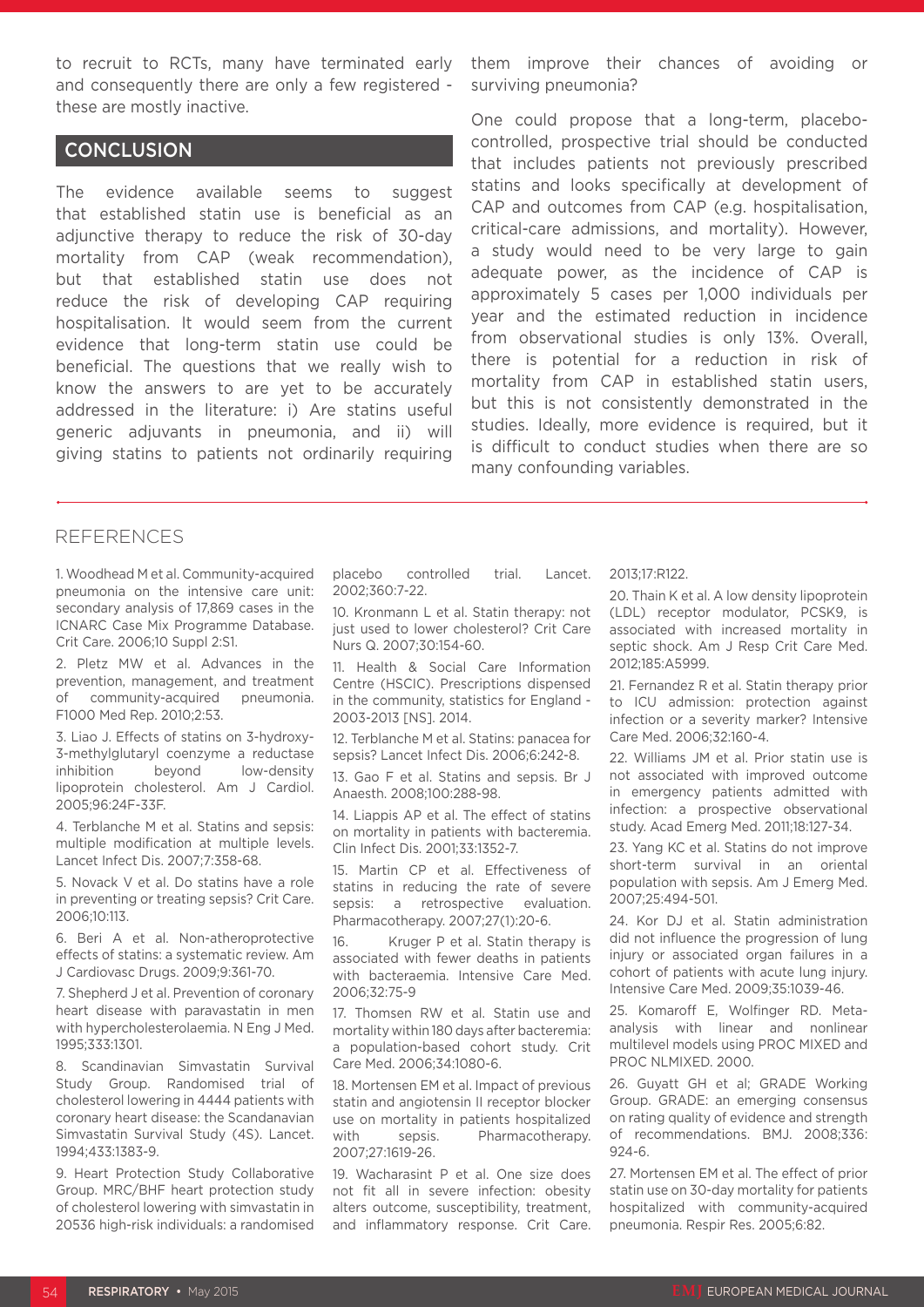to recruit to RCTs, many have terminated early and consequently there are only a few registered - these are mostly inactive.

## CONCLUSION

The evidence available seems to suggest that established statin use is beneficial as an adjunctive therapy to reduce the risk of 30-day mortality from CAP (weak recommendation), but that established statin use does not reduce the risk of developing CAP requiring hospitalisation. It would seem from the current evidence that long-term statin use could be beneficial. The questions that we really wish to know the answers to are yet to be accurately addressed in the literature: i) Are statins useful generic adjuvants in pneumonia, and ii) will giving statins to patients not ordinarily requiring them improve their chances of avoiding or surviving pneumonia?

One could propose that a long-term, placebo-controlled, prospective trial should be conducted that includes patients not previously prescribed statins and looks specifically at development of CAP and outcomes from CAP (e.g. hospitalisation, critical-care admissions, and mortality). However, a study would need to be very large to gain adequate power, as the incidence of CAP is approximately 5 cases per 1,000 individuals per year and the estimated reduction in incidence from observational studies is only 13%. Overall, there is potential for a reduction in risk of mortality from CAP in established statin users, but this is not consistently demonstrated in the studies. Ideally, more evidence is required, but it is difficult to conduct studies when there are so many confounding variables.

## REFERENCES

1. Woodhead M et al. Community-acquired pneumonia on the intensive care unit: secondary analysis of 17,869 cases in the ICNARC Case Mix Programme Database. Crit Care. 2006;10 Suppl 2:S1.

2. Pletz MW et al. Advances in the prevention, management, and treatment of community-acquired pneumonia. F1000 Med Rep. 2010;2:53.

3. Liao J. Effects of statins on 3-hydroxy-3-methylglutaryl coenzyme a reductase inhibition beyond low-density lipoprotein cholesterol. Am J Cardiol. 2005;96:24F-33F.

4. Terblanche M et al. Statins and sepsis: multiple modification at multiple levels. Lancet Infect Dis. 2007;7:358-68.

5. Novack V et al. Do statins have a role in preventing or treating sepsis? Crit Care. 2006;10:113.

6. Beri A et al. Non-atheroprotective effects of statins: a systematic review. Am J Cardiovasc Drugs. 2009;9:361-70.

7. Shepherd J et al. Prevention of coronary heart disease with paravastatin in men with hypercholesterolaemia. N Eng J Med. 1995;333:1301.

8. Scandinavian Simvastatin Survival Study Group. Randomised trial of cholesterol lowering in 4444 patients with coronary heart disease: the Scandanavian Simvastatin Survival Study (4S). Lancet. 1994;433:1383-9.

9. Heart Protection Study Collaborative Group. MRC/BHF heart protection study of cholesterol lowering with simvastatin in 20536 high-risk individuals: a randomised placebo controlled trial. Lancet. 2002;360:7-22.

10. Kronmann L et al. Statin therapy: not just used to lower cholesterol? Crit Care Nurs Q. 2007;30:154-60.

11. Health & Social Care Information Centre (HSCIC). Prescriptions dispensed in the community, statistics for England - 2003-2013 [NS]. 2014.

12. Terblanche M et al. Statins: panacea for sepsis? Lancet Infect Dis. 2006;6:242-8.

13. Gao F et al. Statins and sepsis. Br J Anaesth. 2008;100:288-98.

14. Liappis AP et al. The effect of statins on mortality in patients with bacteremia. Clin Infect Dis. 2001;33:1352-7.

15. Martin CP et al. Effectiveness of statins in reducing the rate of severe sepsis: a retrospective evaluation. Pharmacotherapy. 2007;27(1):20-6.

16. Kruger P et al. Statin therapy is associated with fewer deaths in patients with bacteraemia. Intensive Care Med. 2006;32:75-9

17. Thomsen RW et al. Statin use and mortality within 180 days after bacteremia: a population-based cohort study. Crit Care Med. 2006;34:1080-6.

18. Mortensen EM et al. Impact of previous statin and angiotensin II receptor blocker use on mortality in patients hospitalized with sepsis. Pharmacotherapy. 2007;27:1619-26.

19. Wacharasint P et al. One size does not fit all in severe infection: obesity alters outcome, susceptibility, treatment, and inflammatory response. Crit Care. 2013;17:R122.

20. Thain K et al. A low density lipoprotein (LDL) receptor modulator, PCSK9, is associated with increased mortality in septic shock. Am J Resp Crit Care Med. 2012;185:A5999.

21. Fernandez R et al. Statin therapy prior to ICU admission: protection against infection or a severity marker? Intensive Care Med. 2006;32:160-4.

22. Williams JM et al. Prior statin use is not associated with improved outcome in emergency patients admitted with infection: a prospective observational study. Acad Emerg Med. 2011;18:127-34.

23. Yang KC et al. Statins do not improve short-term survival in an oriental population with sepsis. Am J Emerg Med. 2007;25:494-501.

24. Kor DJ et al. Statin administration did not influence the progression of lung injury or associated organ failures in a cohort of patients with acute lung injury. Intensive Care Med. 2009;35:1039-46.

25. Komaroff E, Wolfinger RD. Meta-analysis with linear and nonlinear multilevel models using PROC MIXED and PROC NLMIXED. 2000.

26. Guyatt GH et al; GRADE Working Group. GRADE: an emerging consensus on rating quality of evidence and strength of recommendations. BMJ. 2008;336:924-6.

27. Mortensen EM et al. The effect of prior statin use on 30-day mortality for patients hospitalized with community-acquired pneumonia. Respir Res. 2005;6:82.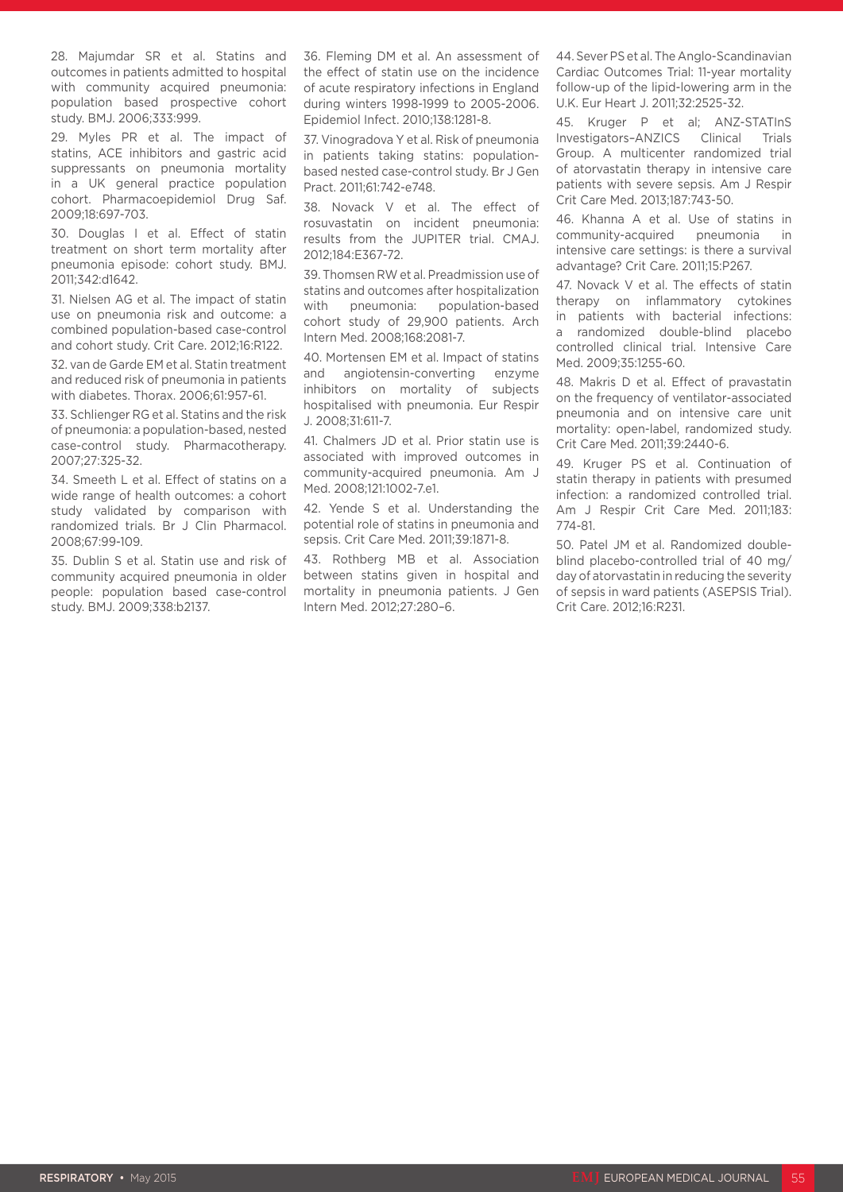28. Majumdar SR et al. Statins and outcomes in patients admitted to hospital with community acquired pneumonia: population based prospective cohort study. BMJ. 2006;333:999.

29. Myles PR et al. The impact of statins, ACE inhibitors and gastric acid suppressants on pneumonia mortality in a UK general practice population cohort. Pharmacoepidemiol Drug Saf. 2009;18:697-703.

30. Douglas I et al. Effect of statin treatment on short term mortality after pneumonia episode: cohort study. BMJ. 2011;342:d1642.

31. Nielsen AG et al. The impact of statin use on pneumonia risk and outcome: a combined population-based case-control and cohort study. Crit Care. 2012;16:R122.

32. van de Garde EM et al. Statin treatment and reduced risk of pneumonia in patients with diabetes. Thorax. 2006;61:957-61.

33. Schlienger RG et al. Statins and the risk of pneumonia: a population-based, nested case-control study. Pharmacotherapy. 2007;27:325-32.

34. Smeeth L et al. Effect of statins on a wide range of health outcomes: a cohort study validated by comparison with randomized trials. Br J Clin Pharmacol. 2008;67:99-109.

35. Dublin S et al. Statin use and risk of community acquired pneumonia in older people: population based case-control study. BMJ. 2009;338:b2137.

36. Fleming DM et al. An assessment of the effect of statin use on the incidence of acute respiratory infections in England during winters 1998-1999 to 2005-2006. Epidemiol Infect. 2010;138:1281-8.

37. Vinogradova Y et al. Risk of pneumonia in patients taking statins: population-based nested case-control study. Br J Gen Pract. 2011;61:742-e748.

38. Novack V et al. The effect of rosuvastatin on incident pneumonia: results from the JUPITER trial. CMAJ. 2012;184:E367-72.

39. Thomsen RW et al. Preadmission use of statins and outcomes after hospitalization with pneumonia: population-based cohort study of 29,900 patients. Arch Intern Med. 2008;168:2081-7.

40. Mortensen EM et al. Impact of statins and angiotensin-converting enzyme inhibitors on mortality of subjects hospitalised with pneumonia. Eur Respir J. 2008;31:611-7.

41. Chalmers JD et al. Prior statin use is associated with improved outcomes in community-acquired pneumonia. Am J Med. 2008;121:1002-7.e1.

42. Yende S et al. Understanding the potential role of statins in pneumonia and sepsis. Crit Care Med. 2011;39:1871-8.

43. Rothberg MB et al. Association between statins given in hospital and mortality in pneumonia patients. J Gen Intern Med. 2012;27:280–6.

44. Sever PS et al. The Anglo-Scandinavian Cardiac Outcomes Trial: 11-year mortality follow-up of the lipid-lowering arm in the U.K. Eur Heart J. 2011;32:2525-32.

45. Kruger P et al; ANZ-STATInS Investigators–ANZICS Clinical Trials Group. A multicenter randomized trial of atorvastatin therapy in intensive care patients with severe sepsis. Am J Respir Crit Care Med. 2013;187:743-50.

46. Khanna A et al. Use of statins in community-acquired pneumonia in intensive care settings: is there a survival advantage? Crit Care. 2011;15:P267.

47. Novack V et al. The effects of statin therapy on inflammatory cytokines in patients with bacterial infections: a randomized double-blind placebo controlled clinical trial. Intensive Care Med. 2009;35:1255-60.

48. Makris D et al. Effect of pravastatin on the frequency of ventilator-associated pneumonia and on intensive care unit mortality: open-label, randomized study. Crit Care Med. 2011;39:2440-6.

49. Kruger PS et al. Continuation of statin therapy in patients with presumed infection: a randomized controlled trial. Am J Respir Crit Care Med. 2011;183:774-81.

50. Patel JM et al. Randomized double-blind placebo-controlled trial of 40 mg/day of atorvastatin in reducing the severity of sepsis in ward patients (ASEPSIS Trial). Crit Care. 2012;16:R231.